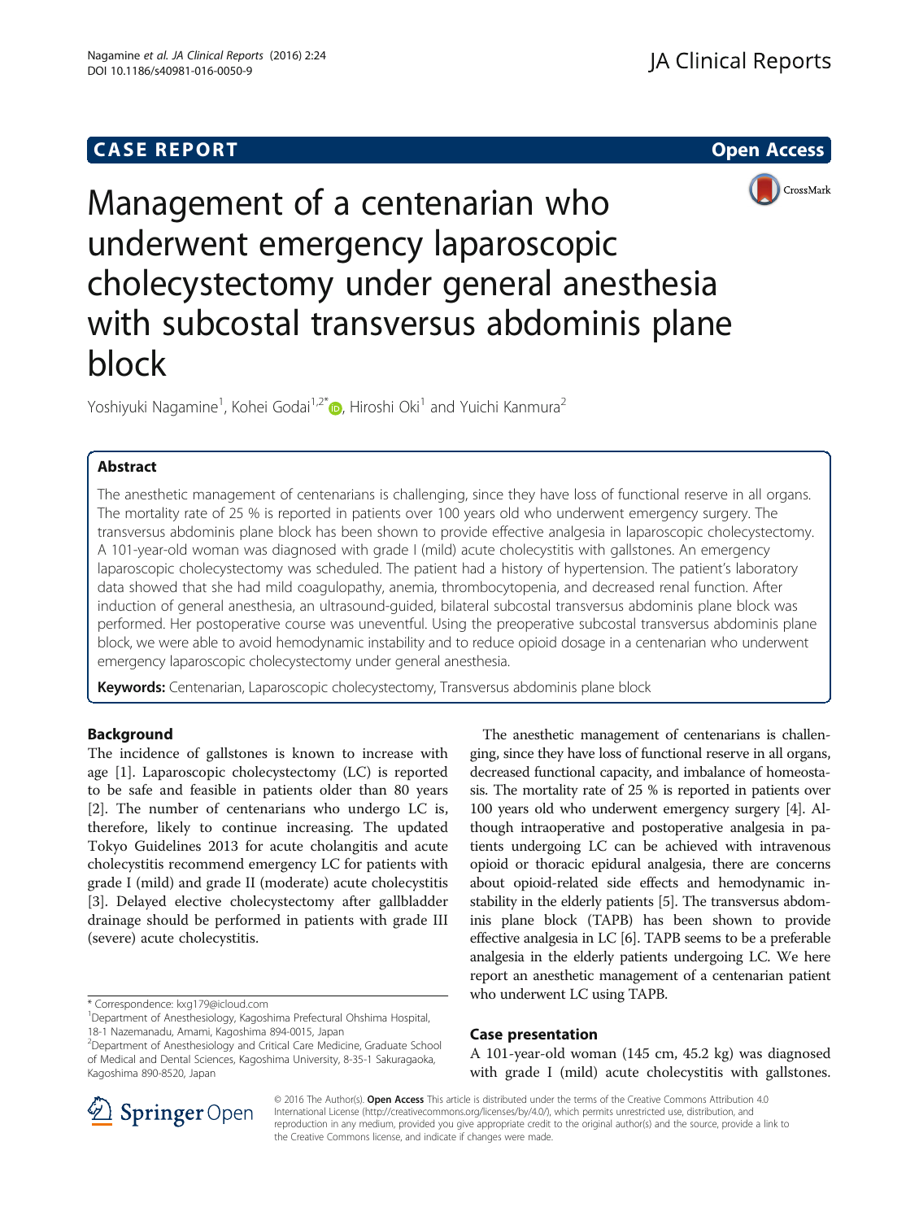**CASE REPORT** **Open Access**

# Management of a centenarian who underwent emergency laparoscopic cholecystectomy under general anesthesia with subcostal transversus abdominis plane block

Yoshiyuki Nagamine[1], Kohei Godai[1,2*], Hiroshi Oki[1] and Yuichi Kanmura[2]

## Abstract

The anesthetic management of centenarians is challenging, since they have loss of functional reserve in all organs. The mortality rate of 25 % is reported in patients over 100 years old who underwent emergency surgery. The transversus abdominis plane block has been shown to provide effective analgesia in laparoscopic cholecystectomy. A 101-year-old woman was diagnosed with grade I (mild) acute cholecystitis with gallstones. An emergency laparoscopic cholecystectomy was scheduled. The patient had a history of hypertension. The patient's laboratory data showed that she had mild coagulopathy, anemia, thrombocytopenia, and decreased renal function. After induction of general anesthesia, an ultrasound-guided, bilateral subcostal transversus abdominis plane block was performed. Her postoperative course was uneventful. Using the preoperative subcostal transversus abdominis plane block, we were able to avoid hemodynamic instability and to reduce opioid dosage in a centenarian who underwent emergency laparoscopic cholecystectomy under general anesthesia.

**Keywords:** Centenarian, Laparoscopic cholecystectomy, Transversus abdominis plane block

## Background

The incidence of gallstones is known to increase with age [1]. Laparoscopic cholecystectomy (LC) is reported to be safe and feasible in patients older than 80 years [2]. The number of centenarians who undergo LC is, therefore, likely to continue increasing. The updated Tokyo Guidelines 2013 for acute cholangitis and acute cholecystitis recommend emergency LC for patients with grade I (mild) and grade II (moderate) acute cholecystitis [3]. Delayed elective cholecystectomy after gallbladder drainage should be performed in patients with grade III (severe) acute cholecystitis.

The anesthetic management of centenarians is challenging, since they have loss of functional reserve in all organs, decreased functional capacity, and imbalance of homeostasis. The mortality rate of 25 % is reported in patients over 100 years old who underwent emergency surgery [4]. Although intraoperative and postoperative analgesia in patients undergoing LC can be achieved with intravenous opioid or thoracic epidural analgesia, there are concerns about opioid-related side effects and hemodynamic instability in the elderly patients [5]. The transversus abdominis plane block (TAPB) has been shown to provide effective analgesia in LC [6]. TAPB seems to be a preferable analgesia in the elderly patients undergoing LC. We here report an anesthetic management of a centenarian patient who underwent LC using TAPB.

## Case presentation

A 101-year-old woman (145 cm, 45.2 kg) was diagnosed with grade I (mild) acute cholecystitis with gallstones.

---

\* Correspondence: kxg179@icloud.com

[1]Department of Anesthesiology, Kagoshima Prefectural Ohshima Hospital, 18-1 Nazemanadu, Amami, Kagoshima 894-0015, Japan

[2]Department of Anesthesiology and Critical Care Medicine, Graduate School of Medical and Dental Sciences, Kagoshima University, 8-35-1 Sakuragaoka, Kagoshima 890-8520, Japan

© 2016 The Author(s). **Open Access** This article is distributed under the terms of the Creative Commons Attribution 4.0 International License (http://creativecommons.org/licenses/by/4.0/), which permits unrestricted use, distribution, and reproduction in any medium, provided you give appropriate credit to the original author(s) and the source, provide a link to the Creative Commons license, and indicate if changes were made.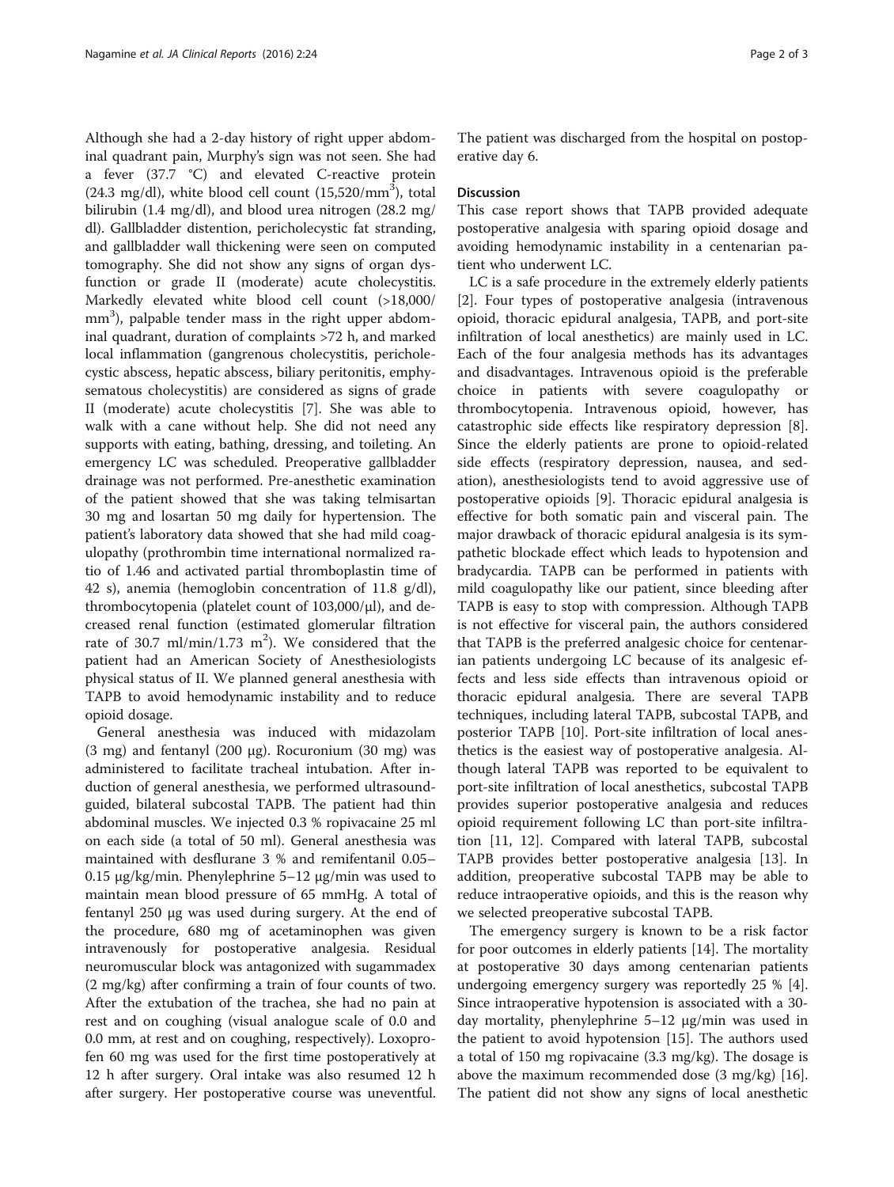Although she had a 2-day history of right upper abdominal quadrant pain, Murphy's sign was not seen. She had a fever (37.7 °C) and elevated C-reactive protein (24.3 mg/dl), white blood cell count (15,520/mm$^3$), total bilirubin (1.4 mg/dl), and blood urea nitrogen (28.2 mg/dl). Gallbladder distention, pericholecystic fat stranding, and gallbladder wall thickening were seen on computed tomography. She did not show any signs of organ dysfunction or grade II (moderate) acute cholecystitis. Markedly elevated white blood cell count (>18,000/mm$^3$), palpable tender mass in the right upper abdominal quadrant, duration of complaints >72 h, and marked local inflammation (gangrenous cholecystitis, pericholecystic abscess, hepatic abscess, biliary peritonitis, emphysematous cholecystitis) are considered as signs of grade II (moderate) acute cholecystitis [7]. She was able to walk with a cane without help. She did not need any supports with eating, bathing, dressing, and toileting. An emergency LC was scheduled. Preoperative gallbladder drainage was not performed. Pre-anesthetic examination of the patient showed that she was taking telmisartan 30 mg and losartan 50 mg daily for hypertension. The patient's laboratory data showed that she had mild coagulopathy (prothrombin time international normalized ratio of 1.46 and activated partial thromboplastin time of 42 s), anemia (hemoglobin concentration of 11.8 g/dl), thrombocytopenia (platelet count of 103,000/μl), and decreased renal function (estimated glomerular filtration rate of 30.7 ml/min/1.73 m$^2$). We considered that the patient had an American Society of Anesthesiologists physical status of II. We planned general anesthesia with TAPB to avoid hemodynamic instability and to reduce opioid dosage.

General anesthesia was induced with midazolam (3 mg) and fentanyl (200 μg). Rocuronium (30 mg) was administered to facilitate tracheal intubation. After induction of general anesthesia, we performed ultrasound-guided, bilateral subcostal TAPB. The patient had thin abdominal muscles. We injected 0.3 % ropivacaine 25 ml on each side (a total of 50 ml). General anesthesia was maintained with desflurane 3 % and remifentanil 0.05–0.15 μg/kg/min. Phenylephrine 5–12 μg/min was used to maintain mean blood pressure of 65 mmHg. A total of fentanyl 250 μg was used during surgery. At the end of the procedure, 680 mg of acetaminophen was given intravenously for postoperative analgesia. Residual neuromuscular block was antagonized with sugammadex (2 mg/kg) after confirming a train of four counts of two. After the extubation of the trachea, she had no pain at rest and on coughing (visual analogue scale of 0.0 and 0.0 mm, at rest and on coughing, respectively). Loxoprofen 60 mg was used for the first time postoperatively at 12 h after surgery. Oral intake was also resumed 12 h after surgery. Her postoperative course was uneventful. The patient was discharged from the hospital on postoperative day 6.

## Discussion

This case report shows that TAPB provided adequate postoperative analgesia with sparing opioid dosage and avoiding hemodynamic instability in a centenarian patient who underwent LC.

LC is a safe procedure in the extremely elderly patients [2]. Four types of postoperative analgesia (intravenous opioid, thoracic epidural analgesia, TAPB, and port-site infiltration of local anesthetics) are mainly used in LC. Each of the four analgesia methods has its advantages and disadvantages. Intravenous opioid is the preferable choice in patients with severe coagulopathy or thrombocytopenia. Intravenous opioid, however, has catastrophic side effects like respiratory depression [8]. Since the elderly patients are prone to opioid-related side effects (respiratory depression, nausea, and sedation), anesthesiologists tend to avoid aggressive use of postoperative opioids [9]. Thoracic epidural analgesia is effective for both somatic pain and visceral pain. The major drawback of thoracic epidural analgesia is its sympathetic blockade effect which leads to hypotension and bradycardia. TAPB can be performed in patients with mild coagulopathy like our patient, since bleeding after TAPB is easy to stop with compression. Although TAPB is not effective for visceral pain, the authors considered that TAPB is the preferred analgesic choice for centenarian patients undergoing LC because of its analgesic effects and less side effects than intravenous opioid or thoracic epidural analgesia. There are several TAPB techniques, including lateral TAPB, subcostal TAPB, and posterior TAPB [10]. Port-site infiltration of local anesthetics is the easiest way of postoperative analgesia. Although lateral TAPB was reported to be equivalent to port-site infiltration of local anesthetics, subcostal TAPB provides superior postoperative analgesia and reduces opioid requirement following LC than port-site infiltration [11, 12]. Compared with lateral TAPB, subcostal TAPB provides better postoperative analgesia [13]. In addition, preoperative subcostal TAPB may be able to reduce intraoperative opioids, and this is the reason why we selected preoperative subcostal TAPB.

The emergency surgery is known to be a risk factor for poor outcomes in elderly patients [14]. The mortality at postoperative 30 days among centenarian patients undergoing emergency surgery was reportedly 25 % [4]. Since intraoperative hypotension is associated with a 30-day mortality, phenylephrine 5–12 μg/min was used in the patient to avoid hypotension [15]. The authors used a total of 150 mg ropivacaine (3.3 mg/kg). The dosage is above the maximum recommended dose (3 mg/kg) [16]. The patient did not show any signs of local anesthetic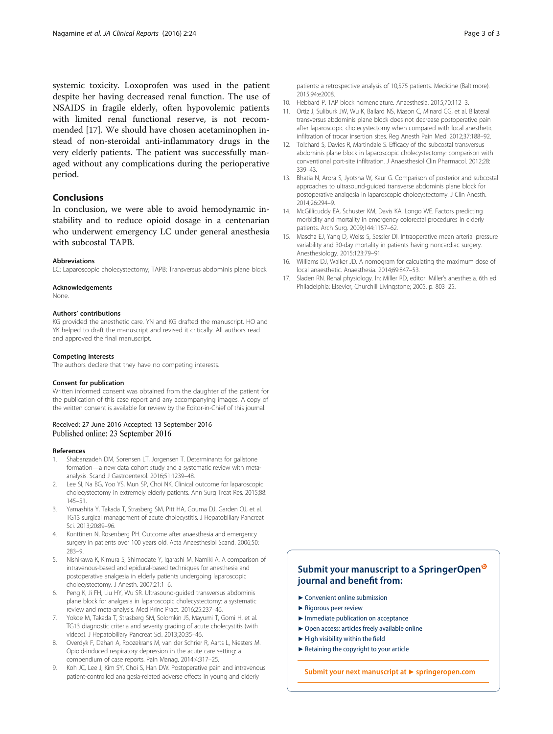systemic toxicity. Loxoprofen was used in the patient despite her having decreased renal function. The use of NSAIDS in fragile elderly, often hypovolemic patients with limited renal functional reserve, is not recommended [17]. We should have chosen acetaminophen instead of non-steroidal anti-inflammatory drugs in the very elderly patients. The patient was successfully managed without any complications during the perioperative period.

## Conclusions

In conclusion, we were able to avoid hemodynamic instability and to reduce opioid dosage in a centenarian who underwent emergency LC under general anesthesia with subcostal TAPB.

#### Abbreviations

LC: Laparoscopic cholecystectomy; TAPB: Transversus abdominis plane block

#### Acknowledgements

None.

#### Authors' contributions

KG provided the anesthetic care. YN and KG drafted the manuscript. HO and YK helped to draft the manuscript and revised it critically. All authors read and approved the final manuscript.

#### Competing interests

The authors declare that they have no competing interests.

#### Consent for publication

Written informed consent was obtained from the daughter of the patient for the publication of this case report and any accompanying images. A copy of the written consent is available for review by the Editor-in-Chief of this journal.

Received: 27 June 2016 Accepted: 13 September 2016
Published online: 23 September 2016

#### References

1. Shabanzadeh DM, Sorensen LT, Jorgensen T. Determinants for gallstone formation—a new data cohort study and a systematic review with meta-analysis. Scand J Gastroenterol. 2016;51:1239–48.
2. Lee SI, Na BG, Yoo YS, Mun SP, Choi NK. Clinical outcome for laparoscopic cholecystectomy in extremely elderly patients. Ann Surg Treat Res. 2015;88:145–51.
3. Yamashita Y, Takada T, Strasberg SM, Pitt HA, Gouma DJ, Garden OJ, et al. TG13 surgical management of acute cholecystitis. J Hepatobiliary Pancreat Sci. 2013;20:89–96.
4. Konttinen N, Rosenberg PH. Outcome after anaesthesia and emergency surgery in patients over 100 years old. Acta Anaesthesiol Scand. 2006;50:283–9.
5. Nishikawa K, Kimura S, Shimodate Y, Igarashi M, Namiki A. A comparison of intravenous-based and epidural-based techniques for anesthesia and postoperative analgesia in elderly patients undergoing laparoscopic cholecystectomy. J Anesth. 2007;21:1–6.
6. Peng K, Ji FH, Liu HY, Wu SR. Ultrasound-guided transversus abdominis plane block for analgesia in laparoscopic cholecystectomy: a systematic review and meta-analysis. Med Princ Pract. 2016;25:237–46.
7. Yokoe M, Takada T, Strasberg SM, Solomkin JS, Mayumi T, Gomi H, et al. TG13 diagnostic criteria and severity grading of acute cholecystitis (with videos). J Hepatobiliary Pancreat Sci. 2013;20:35–46.
8. Overdyk F, Dahan A, Roozekrans M, van der Schrier R, Aarts L, Niesters M. Opioid-induced respiratory depression in the acute care setting: a compendium of case reports. Pain Manag. 2014;4:317–25.
9. Koh JC, Lee J, Kim SY, Choi S, Han DW. Postoperative pain and intravenous patient-controlled analgesia-related adverse effects in young and elderly patients: a retrospective analysis of 10,575 patients. Medicine (Baltimore). 2015;94:e2008.
10. Hebbard P. TAP block nomenclature. Anaesthesia. 2015;70:112–3.
11. Ortiz J, Suliburk JW, Wu K, Bailard NS, Mason C, Minard CG, et al. Bilateral transversus abdominis plane block does not decrease postoperative pain after laparoscopic cholecystectomy when compared with local anesthetic infiltration of trocar insertion sites. Reg Anesth Pain Med. 2012;37:188–92.
12. Tolchard S, Davies R, Martindale S. Efficacy of the subcostal transversus abdominis plane block in laparoscopic cholecystectomy: comparison with conventional port-site infiltration. J Anaesthesiol Clin Pharmacol. 2012;28:339–43.
13. Bhatia N, Arora S, Jyotsna W, Kaur G. Comparison of posterior and subcostal approaches to ultrasound-guided transverse abdominis plane block for postoperative analgesia in laparoscopic cholecystectomy. J Clin Anesth. 2014;26:294–9.
14. McGillicuddy EA, Schuster KM, Davis KA, Longo WE. Factors predicting morbidity and mortality in emergency colorectal procedures in elderly patients. Arch Surg. 2009;144:1157–62.
15. Mascha EJ, Yang D, Weiss S, Sessler DI. Intraoperative mean arterial pressure variability and 30-day mortality in patients having noncardiac surgery. Anesthesiology. 2015;123:79–91.
16. Williams DJ, Walker JD. A nomogram for calculating the maximum dose of local anaesthetic. Anaesthesia. 2014;69:847–53.
17. Sladen RN. Renal physiology. In: Miller RD, editor. Miller's anesthesia. 6th ed. Philadelphia: Elsevier, Churchill Livingstone; 2005. p. 803–25.